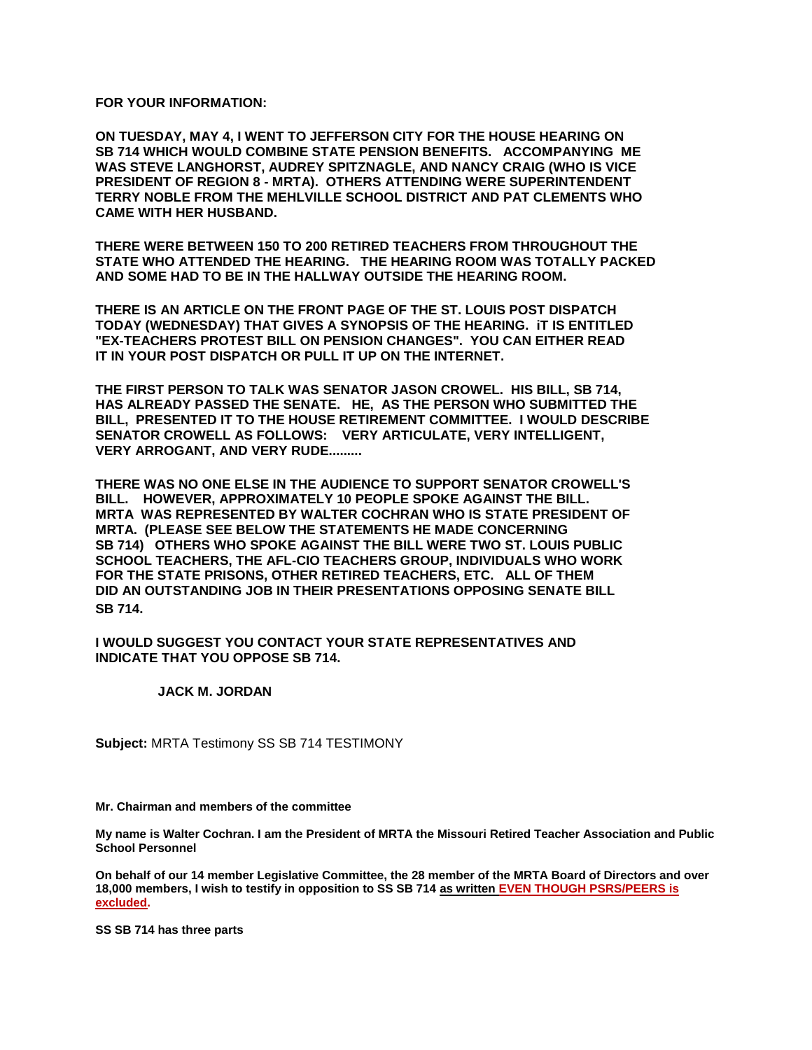**FOR YOUR INFORMATION:**

**ON TUESDAY, MAY 4, I WENT TO JEFFERSON CITY FOR THE HOUSE HEARING ON SB 714 WHICH WOULD COMBINE STATE PENSION BENEFITS. ACCOMPANYING ME WAS STEVE LANGHORST, AUDREY SPITZNAGLE, AND NANCY CRAIG (WHO IS VICE PRESIDENT OF REGION 8 - MRTA). OTHERS ATTENDING WERE SUPERINTENDENT TERRY NOBLE FROM THE MEHLVILLE SCHOOL DISTRICT AND PAT CLEMENTS WHO CAME WITH HER HUSBAND.**

**THERE WERE BETWEEN 150 TO 200 RETIRED TEACHERS FROM THROUGHOUT THE STATE WHO ATTENDED THE HEARING. THE HEARING ROOM WAS TOTALLY PACKED AND SOME HAD TO BE IN THE HALLWAY OUTSIDE THE HEARING ROOM.**

**THERE IS AN ARTICLE ON THE FRONT PAGE OF THE ST. LOUIS POST DISPATCH TODAY (WEDNESDAY) THAT GIVES A SYNOPSIS OF THE HEARING. iT IS ENTITLED "EX-TEACHERS PROTEST BILL ON PENSION CHANGES". YOU CAN EITHER READ IT IN YOUR POST DISPATCH OR PULL IT UP ON THE INTERNET.**

**THE FIRST PERSON TO TALK WAS SENATOR JASON CROWEL. HIS BILL, SB 714, HAS ALREADY PASSED THE SENATE. HE, AS THE PERSON WHO SUBMITTED THE BILL, PRESENTED IT TO THE HOUSE RETIREMENT COMMITTEE. I WOULD DESCRIBE SENATOR CROWELL AS FOLLOWS: VERY ARTICULATE, VERY INTELLIGENT, VERY ARROGANT, AND VERY RUDE.........**

**THERE WAS NO ONE ELSE IN THE AUDIENCE TO SUPPORT SENATOR CROWELL'S BILL. HOWEVER, APPROXIMATELY 10 PEOPLE SPOKE AGAINST THE BILL. MRTA WAS REPRESENTED BY WALTER COCHRAN WHO IS STATE PRESIDENT OF MRTA. (PLEASE SEE BELOW THE STATEMENTS HE MADE CONCERNING SB 714) OTHERS WHO SPOKE AGAINST THE BILL WERE TWO ST. LOUIS PUBLIC SCHOOL TEACHERS, THE AFL-CIO TEACHERS GROUP, INDIVIDUALS WHO WORK FOR THE STATE PRISONS, OTHER RETIRED TEACHERS, ETC. ALL OF THEM DID AN OUTSTANDING JOB IN THEIR PRESENTATIONS OPPOSING SENATE BILL SB 714.**

**I WOULD SUGGEST YOU CONTACT YOUR STATE REPRESENTATIVES AND INDICATE THAT YOU OPPOSE SB 714.**

**JACK M. JORDAN**

**Subject:** MRTA Testimony SS SB 714 TESTIMONY

**Mr. Chairman and members of the committee**

**My name is Walter Cochran. I am the President of MRTA the Missouri Retired Teacher Association and Public School Personnel**

**On behalf of our 14 member Legislative Committee, the 28 member of the MRTA Board of Directors and over 18,000 members, I wish to testify in opposition to SS SB 714 as written EVEN THOUGH PSRS/PEERS is excluded.**

**SS SB 714 has three parts**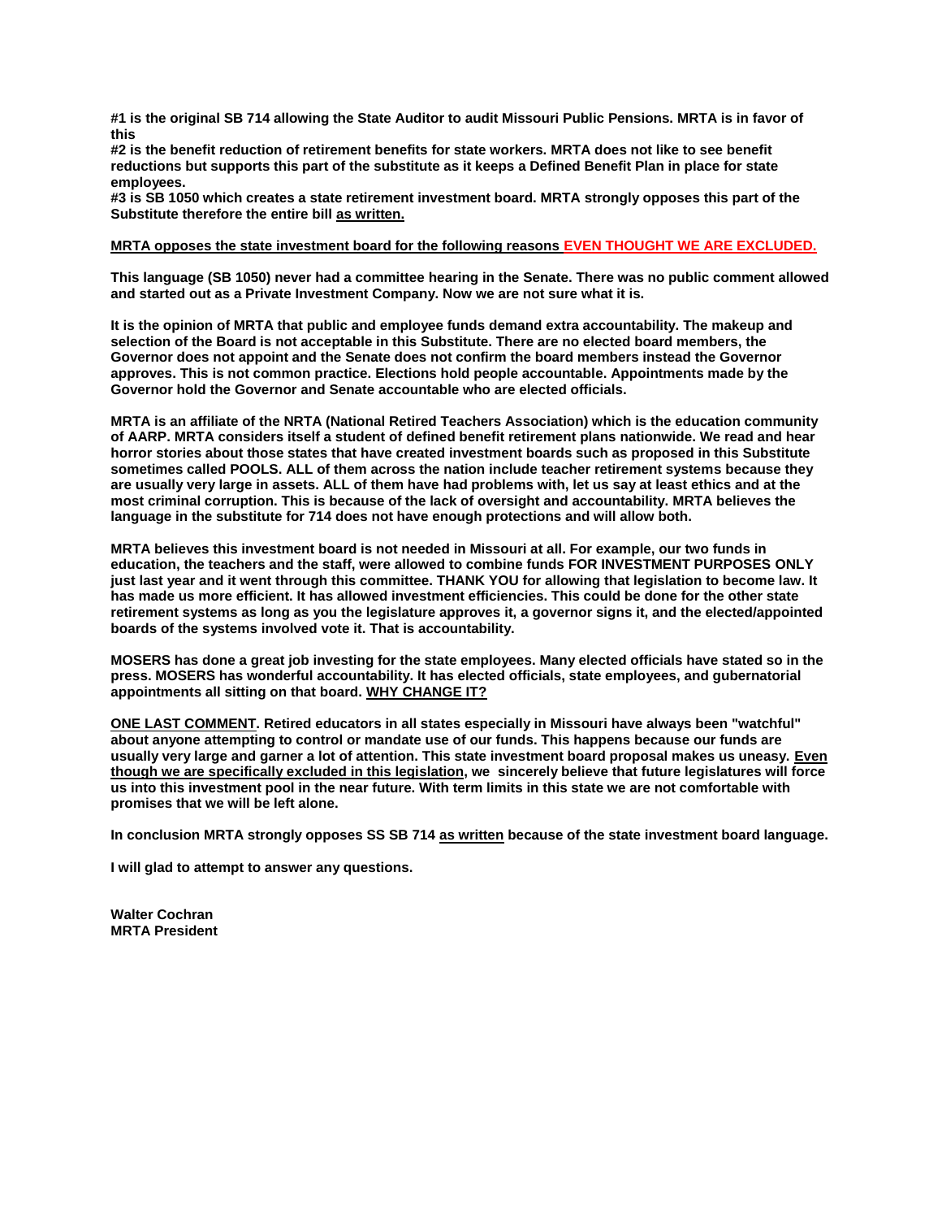**#1 is the original SB 714 allowing the State Auditor to audit Missouri Public Pensions. MRTA is in favor of this**
**#2 is the benefit reduction of retirement benefits for state workers. MRTA does not like to see benefit reductions but supports this part of the substitute as it keeps a Defined Benefit Plan in place for state employees.**
**#3 is SB 1050 which creates a state retirement investment board. MRTA strongly opposes this part of the Substitute therefore the entire bill <u>as written.</u>**

**<u>MRTA opposes the state investment board for the following reasons</u> <u>EVEN THOUGHT WE ARE EXCLUDED.</u>**

**This language (SB 1050) never had a committee hearing in the Senate. There was no public comment allowed and started out as a Private Investment Company. Now we are not sure what it is.**

**It is the opinion of MRTA that public and employee funds demand extra accountability. The makeup and selection of the Board is not acceptable in this Substitute. There are no elected board members, the Governor does not appoint and the Senate does not confirm the board members instead the Governor approves. This is not common practice. Elections hold people accountable. Appointments made by the Governor hold the Governor and Senate accountable who are elected officials.**

**MRTA is an affiliate of the NRTA (National Retired Teachers Association) which is the education community of AARP. MRTA considers itself a student of defined benefit retirement plans nationwide. We read and hear horror stories about those states that have created investment boards such as proposed in this Substitute sometimes called POOLS. ALL of them across the nation include teacher retirement systems because they are usually very large in assets. ALL of them have had problems with, let us say at least ethics and at the most criminal corruption. This is because of the lack of oversight and accountability. MRTA believes the language in the substitute for 714 does not have enough protections and will allow both.**

**MRTA believes this investment board is not needed in Missouri at all. For example, our two funds in education, the teachers and the staff, were allowed to combine funds FOR INVESTMENT PURPOSES ONLY just last year and it went through this committee. THANK YOU for allowing that legislation to become law. It has made us more efficient. It has allowed investment efficiencies. This could be done for the other state retirement systems as long as you the legislature approves it, a governor signs it, and the elected/appointed boards of the systems involved vote it. That is accountability.**

**MOSERS has done a great job investing for the state employees. Many elected officials have stated so in the press. MOSERS has wonderful accountability. It has elected officials, state employees, and gubernatorial appointments all sitting on that board. <u>WHY CHANGE IT?</u>**

**<u>ONE LAST COMMENT</u>. Retired educators in all states especially in Missouri have always been "watchful" about anyone attempting to control or mandate use of our funds. This happens because our funds are usually very large and garner a lot of attention. This state investment board proposal makes us uneasy. <u>Even though we are specifically excluded in this legislation</u>, we sincerely believe that future legislatures will force us into this investment pool in the near future. With term limits in this state we are not comfortable with promises that we will be left alone.**

**In conclusion MRTA strongly opposes SS SB 714 <u>as written</u> because of the state investment board language.**

**I will glad to attempt to answer any questions.**

**Walter Cochran**
**MRTA President**